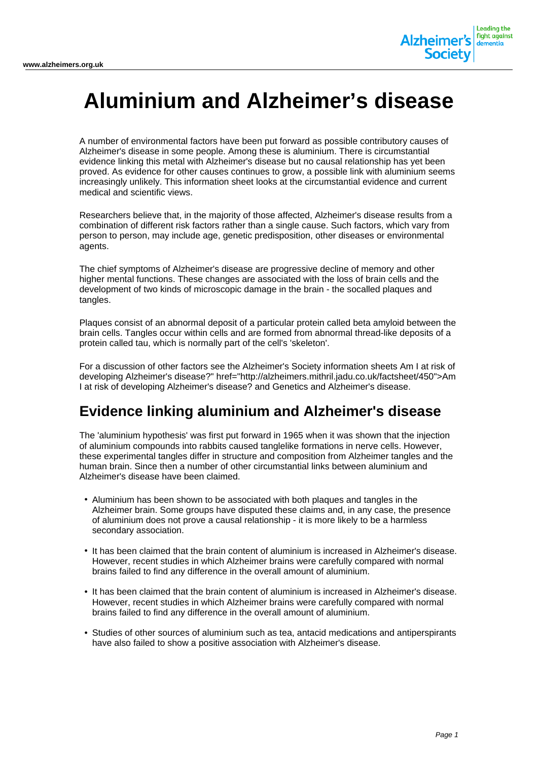# Aluminium and Alzheimer's disease

A number of environmental factors have been put forward as possible contributory causes of Alzheimer's disease in some people. Among these is aluminium. There is circumstantial evidence linking this metal with Alzheimer's disease but no causal relationship has yet been proved. As evidence for other causes continues to grow, a possible link with aluminium seems increasingly unlikely. This information sheet looks at the circumstantial evidence and current medical and scientific views.

Researchers believe that, in the majority of those affected, Alzheimer's disease results from a combination of different risk factors rather than a single cause. Such factors, which vary from person to person, may include age, genetic predisposition, other diseases or environmental agents.

The chief symptoms of Alzheimer's disease are progressive decline of memory and other higher mental functions. These changes are associated with the loss of brain cells and the development of two kinds of microscopic damage in the brain - the socalled plaques and tangles.

Plaques consist of an abnormal deposit of a particular protein called beta amyloid between the brain cells. Tangles occur within cells and are formed from abnormal thread-like deposits of a protein called tau, which is normally part of the cell's 'skeleton'.

For a discussion of other factors see the Alzheimer's Society information sheets Am I at risk of developing Alzheimer's disease?" href="http://alzheimers.mithril.jadu.co.uk/factsheet/450">Am I at risk of developing Alzheimer's disease? and Genetics and Alzheimer's disease.

## Evidence linking aluminium and Alzheimer's disease

The 'aluminium hypothesis' was first put forward in 1965 when it was shown that the injection of aluminium compounds into rabbits caused tanglelike formations in nerve cells. However, these experimental tangles differ in structure and composition from Alzheimer tangles and the human brain. Since then a number of other circumstantial links between aluminium and Alzheimer's disease have been claimed.

- Aluminium has been shown to be associated with both plaques and tangles in the Alzheimer brain. Some groups have disputed these claims and, in any case, the presence of aluminium does not prove a causal relationship - it is more likely to be a harmless secondary association.
- It has been claimed that the brain content of aluminium is increased in Alzheimer's disease. However, recent studies in which Alzheimer brains were carefully compared with normal brains failed to find any difference in the overall amount of aluminium.
- It has been claimed that the brain content of aluminium is increased in Alzheimer's disease. However, recent studies in which Alzheimer brains were carefully compared with normal brains failed to find any difference in the overall amount of aluminium.
- Studies of other sources of aluminium such as tea, antacid medications and antiperspirants have also failed to show a positive association with Alzheimer's disease.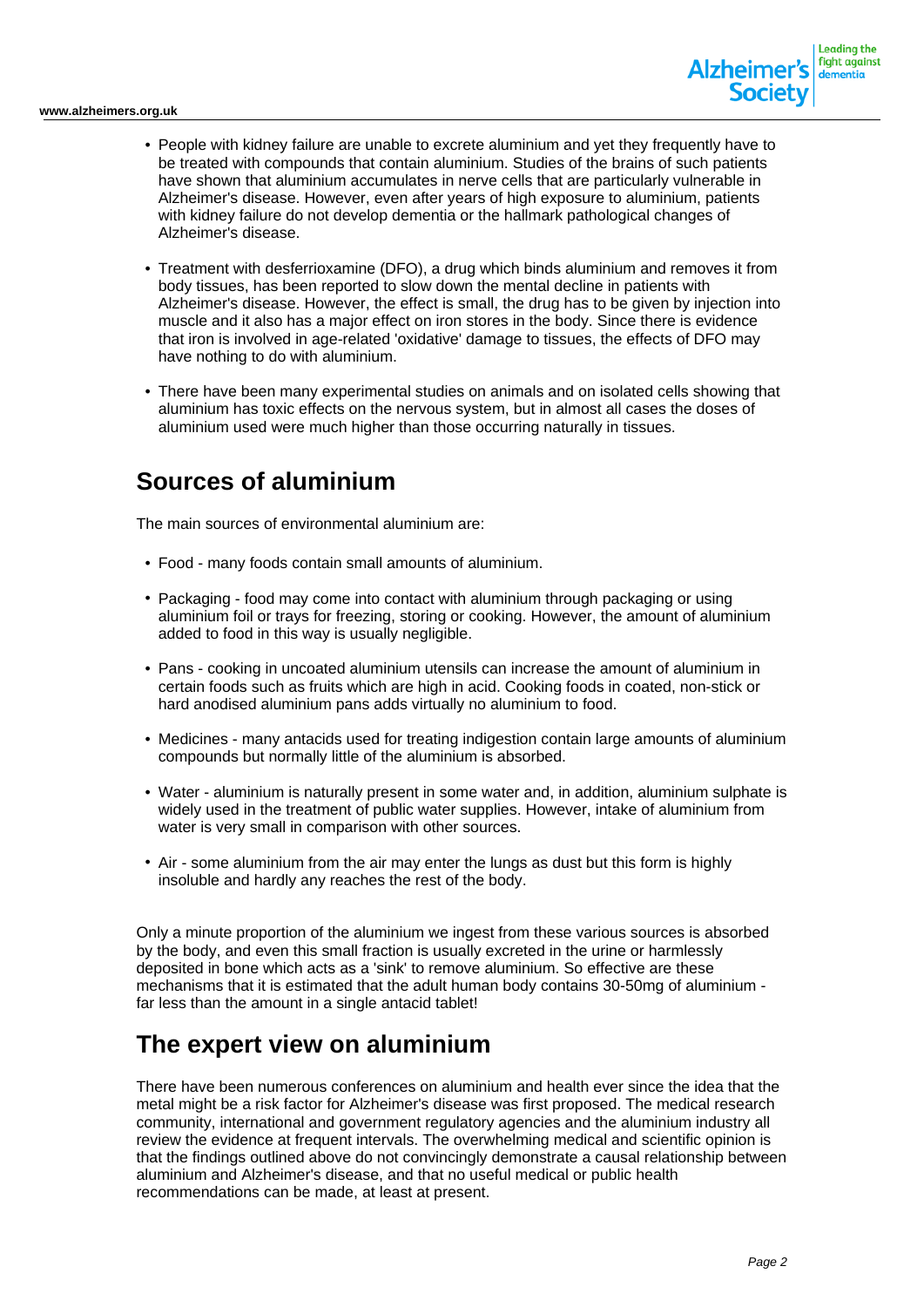- People with kidney failure are unable to excrete aluminium and yet they frequently have to be treated with compounds that contain aluminium. Studies of the brains of such patients have shown that aluminium accumulates in nerve cells that are particularly vulnerable in Alzheimer's disease. However, even after years of high exposure to aluminium, patients with kidney failure do not develop dementia or the hallmark pathological changes of Alzheimer's disease.

- Treatment with desferrioxamine (DFO), a drug which binds aluminium and removes it from body tissues, has been reported to slow down the mental decline in patients with Alzheimer's disease. However, the effect is small, the drug has to be given by injection into muscle and it also has a major effect on iron stores in the body. Since there is evidence that iron is involved in age-related 'oxidative' damage to tissues, the effects of DFO may have nothing to do with aluminium.

- There have been many experimental studies on animals and on isolated cells showing that aluminium has toxic effects on the nervous system, but in almost all cases the doses of aluminium used were much higher than those occurring naturally in tissues.

## Sources of aluminium

The main sources of environmental aluminium are:

- Food - many foods contain small amounts of aluminium.

- Packaging - food may come into contact with aluminium through packaging or using aluminium foil or trays for freezing, storing or cooking. However, the amount of aluminium added to food in this way is usually negligible.

- Pans - cooking in uncoated aluminium utensils can increase the amount of aluminium in certain foods such as fruits which are high in acid. Cooking foods in coated, non-stick or hard anodised aluminium pans adds virtually no aluminium to food.

- Medicines - many antacids used for treating indigestion contain large amounts of aluminium compounds but normally little of the aluminium is absorbed.

- Water - aluminium is naturally present in some water and, in addition, aluminium sulphate is widely used in the treatment of public water supplies. However, intake of aluminium from water is very small in comparison with other sources.

- Air - some aluminium from the air may enter the lungs as dust but this form is highly insoluble and hardly any reaches the rest of the body.

Only a minute proportion of the aluminium we ingest from these various sources is absorbed by the body, and even this small fraction is usually excreted in the urine or harmlessly deposited in bone which acts as a 'sink' to remove aluminium. So effective are these mechanisms that it is estimated that the adult human body contains 30-50mg of aluminium - far less than the amount in a single antacid tablet!

## The expert view on aluminium

There have been numerous conferences on aluminium and health ever since the idea that the metal might be a risk factor for Alzheimer's disease was first proposed. The medical research community, international and government regulatory agencies and the aluminium industry all review the evidence at frequent intervals. The overwhelming medical and scientific opinion is that the findings outlined above do not convincingly demonstrate a causal relationship between aluminium and Alzheimer's disease, and that no useful medical or public health recommendations can be made, at least at present.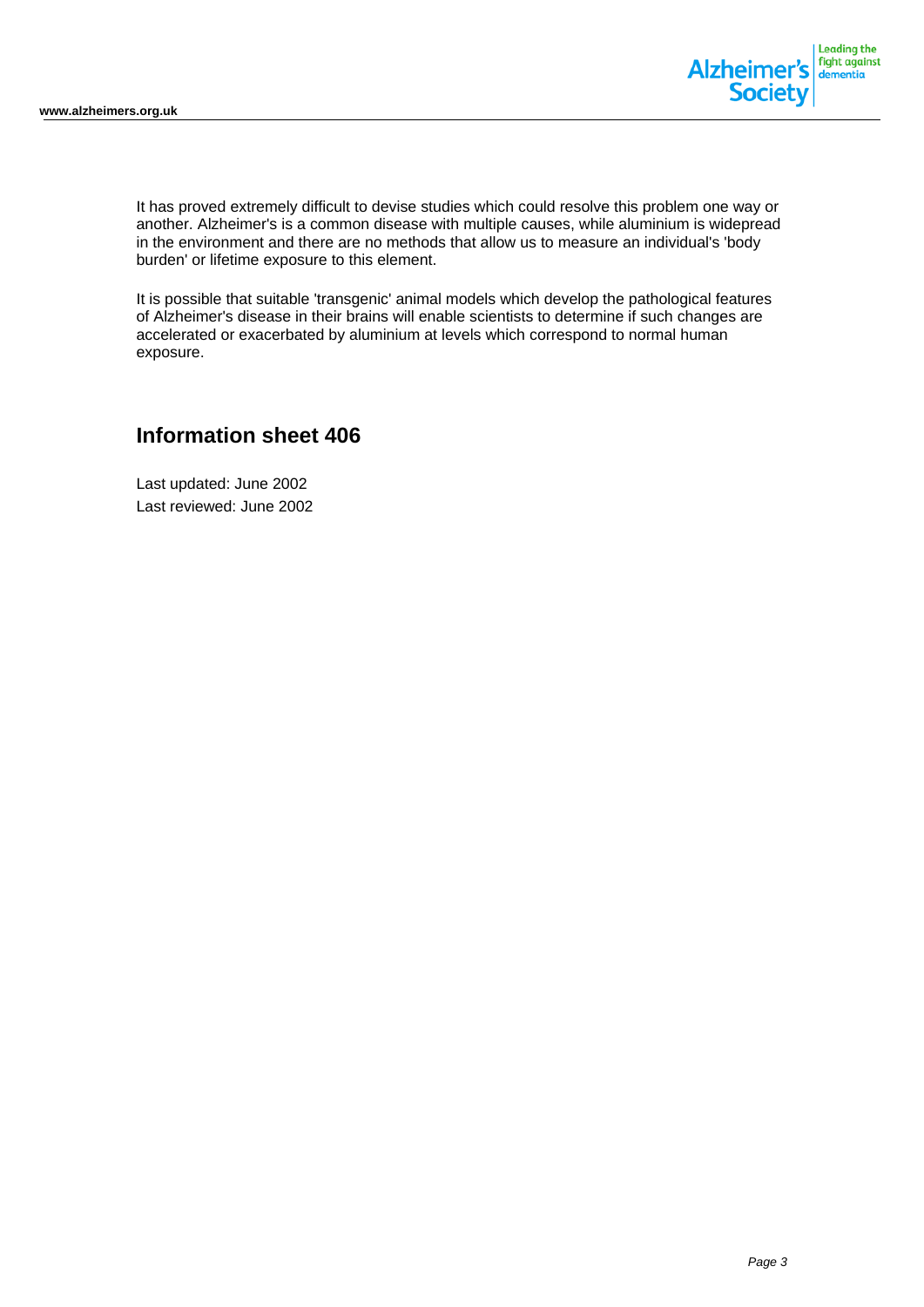It has proved extremely difficult to devise studies which could resolve this problem one way or another. Alzheimer's is a common disease with multiple causes, while aluminium is widepread in the environment and there are no methods that allow us to measure an individual's 'body burden' or lifetime exposure to this element.

It is possible that suitable 'transgenic' animal models which develop the pathological features of Alzheimer's disease in their brains will enable scientists to determine if such changes are accelerated or exacerbated by aluminium at levels which correspond to normal human exposure.

## Information sheet 406

Last updated: June 2002
Last reviewed: June 2002